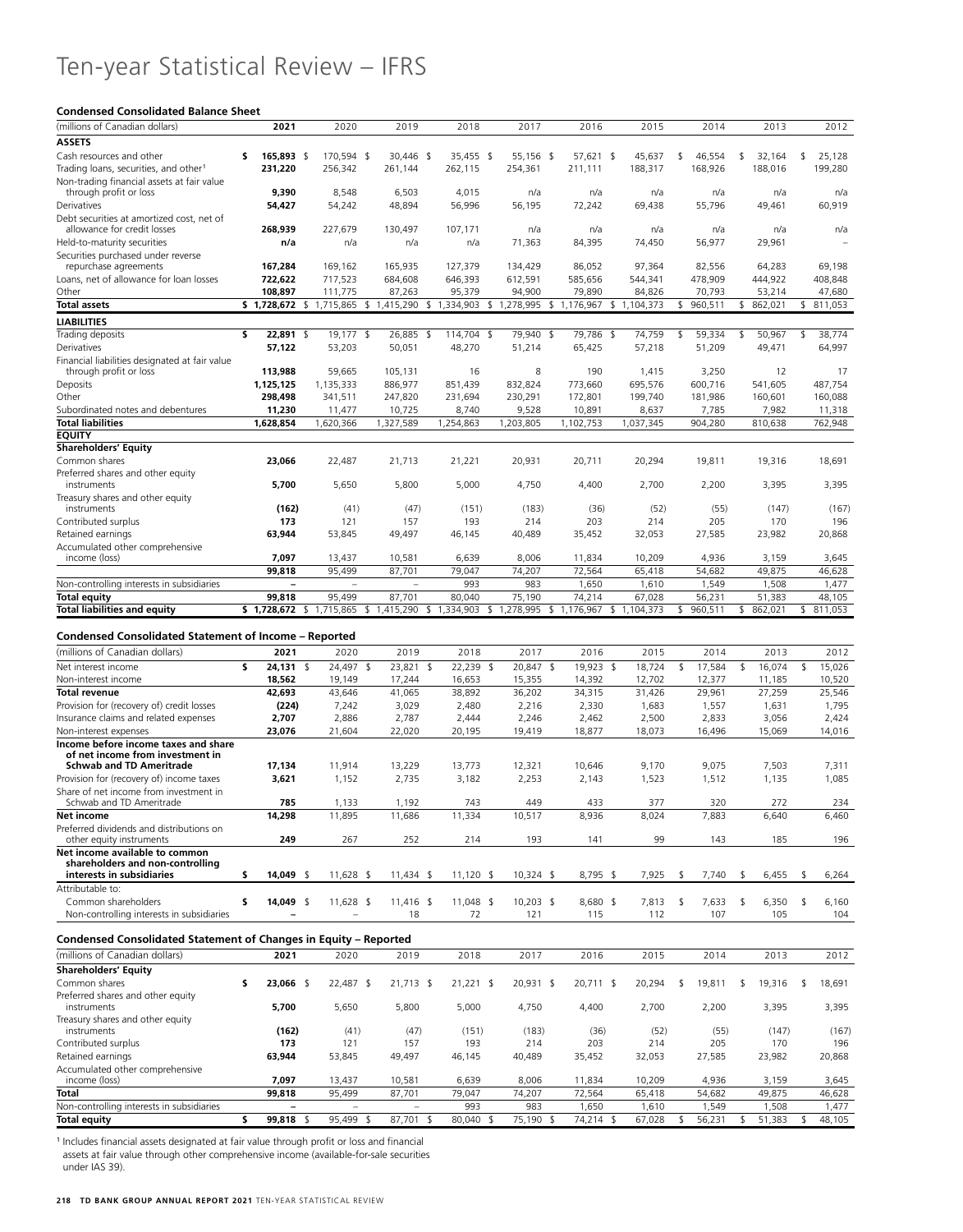# Ten-year Statistical Review – IFRS

### Condensed Consolidated Balance Sheet

| (millions of Canadian dollars) | 2021 | 2020 | 2019 | 2018 | 2017 | 2016 | 2015 | 2014 | 2013 | 2012 |
|---|---|---|---|---|---|---|---|---|---|---|
| **ASSETS** | | | | | | | | | | |
| Cash resources and other | **$ 165,893** | $ 170,594 | $ 30,446 | $ 35,455 | $ 55,156 | $ 57,621 | $ 45,637 | $ 46,554 | $ 32,164 | $ 25,128 |
| Trading loans, securities, and other[1] | **231,220** | 256,342 | 261,144 | 262,115 | 254,361 | 211,111 | 188,317 | 168,926 | 188,016 | 199,280 |
| Non-trading financial assets at fair value through profit or loss | **9,390** | 8,548 | 6,503 | 4,015 | n/a | n/a | n/a | n/a | n/a | n/a |
| Derivatives | **54,427** | 54,242 | 48,894 | 56,996 | 56,195 | 72,242 | 69,438 | 55,796 | 49,461 | 60,919 |
| Debt securities at amortized cost, net of allowance for credit losses | **268,939** | 227,679 | 130,497 | 107,171 | n/a | n/a | n/a | n/a | n/a | n/a |
| Held-to-maturity securities | **n/a** | n/a | n/a | n/a | 71,363 | 84,395 | 74,450 | 56,977 | 29,961 | – |
| Securities purchased under reverse repurchase agreements | **167,284** | 169,162 | 165,935 | 127,379 | 134,429 | 86,052 | 97,364 | 82,556 | 64,283 | 69,198 |
| Loans, net of allowance for loan losses | **722,622** | 717,523 | 684,608 | 646,393 | 612,591 | 585,656 | 544,341 | 478,909 | 444,922 | 408,848 |
| Other | **108,897** | 111,775 | 87,263 | 95,379 | 94,900 | 79,890 | 84,826 | 70,793 | 53,214 | 47,680 |
| **Total assets** | **$ 1,728,672** | $ 1,715,865 | $ 1,415,290 | $ 1,334,903 | $ 1,278,995 | $ 1,176,967 | $ 1,104,373 | $ 960,511 | $ 862,021 | $ 811,053 |
| **LIABILITIES** | | | | | | | | | | |
| Trading deposits | **$ 22,891** | $ 19,177 | $ 26,885 | $ 114,704 | $ 79,940 | $ 79,786 | $ 74,759 | $ 59,334 | $ 50,967 | $ 38,774 |
| Derivatives | **57,122** | 53,203 | 50,051 | 48,270 | 51,214 | 65,425 | 57,218 | 51,209 | 49,471 | 64,997 |
| Financial liabilities designated at fair value through profit or loss | **113,988** | 59,665 | 105,131 | 16 | 8 | 190 | 1,415 | 3,250 | 12 | 17 |
| Deposits | **1,125,125** | 1,135,333 | 886,977 | 851,439 | 832,824 | 773,660 | 695,576 | 600,716 | 541,605 | 487,754 |
| Other | **298,498** | 341,511 | 247,820 | 231,694 | 230,291 | 172,801 | 199,740 | 181,986 | 160,601 | 160,088 |
| Subordinated notes and debentures | **11,230** | 11,477 | 10,725 | 8,740 | 9,528 | 10,891 | 8,637 | 7,785 | 7,982 | 11,318 |
| **Total liabilities** | **1,628,854** | 1,620,366 | 1,327,589 | 1,254,863 | 1,203,805 | 1,102,753 | 1,037,345 | 904,280 | 810,638 | 762,948 |
| **EQUITY** | | | | | | | | | | |
| **Shareholders' Equity** | | | | | | | | | | |
| Common shares | **23,066** | 22,487 | 21,713 | 21,221 | 20,931 | 20,711 | 20,294 | 19,811 | 19,316 | 18,691 |
| Preferred shares and other equity instruments | **5,700** | 5,650 | 5,800 | 5,000 | 4,750 | 4,400 | 2,700 | 2,200 | 3,395 | 3,395 |
| Treasury shares and other equity instruments | **(162)** | (41) | (47) | (151) | (183) | (36) | (52) | (55) | (147) | (167) |
| Contributed surplus | **173** | 121 | 157 | 193 | 214 | 203 | 214 | 205 | 170 | 196 |
| Retained earnings | **63,944** | 53,845 | 49,497 | 46,145 | 40,489 | 35,452 | 32,053 | 27,585 | 23,982 | 20,868 |
| Accumulated other comprehensive income (loss) | **7,097** | 13,437 | 10,581 | 6,639 | 8,006 | 11,834 | 10,209 | 4,936 | 3,159 | 3,645 |
| | **99,818** | 95,499 | 87,701 | 79,047 | 74,207 | 72,564 | 65,418 | 54,682 | 49,875 | 46,628 |
| Non-controlling interests in subsidiaries | **–** | – | – | 993 | 983 | 1,650 | 1,610 | 1,549 | 1,508 | 1,477 |
| **Total equity** | **99,818** | 95,499 | 87,701 | 80,040 | 75,190 | 74,214 | 67,028 | 56,231 | 51,383 | 48,105 |
| **Total liabilities and equity** | **$ 1,728,672** | $ 1,715,865 | $ 1,415,290 | $ 1,334,903 | $ 1,278,995 | $ 1,176,967 | $ 1,104,373 | $ 960,511 | $ 862,021 | $ 811,053 |

### Condensed Consolidated Statement of Income – Reported

| (millions of Canadian dollars) | 2021 | 2020 | 2019 | 2018 | 2017 | 2016 | 2015 | 2014 | 2013 | 2012 |
|---|---|---|---|---|---|---|---|---|---|---|
| Net interest income | **$ 24,131** | $ 24,497 | $ 23,821 | $ 22,239 | $ 20,847 | $ 19,923 | $ 18,724 | $ 17,584 | $ 16,074 | $ 15,026 |
| Non-interest income | **18,562** | 19,149 | 17,244 | 16,653 | 15,355 | 14,392 | 12,702 | 12,377 | 11,185 | 10,520 |
| **Total revenue** | **42,693** | 43,646 | 41,065 | 38,892 | 36,202 | 34,315 | 31,426 | 29,961 | 27,259 | 25,546 |
| Provision for (recovery of) credit losses | **(224)** | 7,242 | 3,029 | 2,480 | 2,216 | 2,330 | 1,683 | 1,557 | 1,631 | 1,795 |
| Insurance claims and related expenses | **2,707** | 2,886 | 2,787 | 2,444 | 2,246 | 2,462 | 2,500 | 2,833 | 3,056 | 2,424 |
| Non-interest expenses | **23,076** | 21,604 | 22,020 | 20,195 | 19,419 | 18,877 | 18,073 | 16,496 | 15,069 | 14,016 |
| **Income before income taxes and share of net income from investment in Schwab and TD Ameritrade** | **17,134** | 11,914 | 13,229 | 13,773 | 12,321 | 10,646 | 9,170 | 9,075 | 7,503 | 7,311 |
| Provision for (recovery of) income taxes | **3,621** | 1,152 | 2,735 | 3,182 | 2,253 | 2,143 | 1,523 | 1,512 | 1,135 | 1,085 |
| Share of net income from investment in Schwab and TD Ameritrade | **785** | 1,133 | 1,192 | 743 | 449 | 433 | 377 | 320 | 272 | 234 |
| **Net income** | **14,298** | 11,895 | 11,686 | 11,334 | 10,517 | 8,936 | 8,024 | 7,883 | 6,640 | 6,460 |
| Preferred dividends and distributions on other equity instruments | **249** | 267 | 252 | 214 | 193 | 141 | 99 | 143 | 185 | 196 |
| **Net income available to common shareholders and non-controlling interests in subsidiaries** | **$ 14,049** | $ 11,628 | $ 11,434 | $ 11,120 | $ 10,324 | $ 8,795 | $ 7,925 | $ 7,740 | $ 6,455 | $ 6,264 |
| Attributable to: | | | | | | | | | | |
| Common shareholders | **$ 14,049** | $ 11,628 | $ 11,416 | $ 11,048 | $ 10,203 | $ 8,680 | $ 7,813 | $ 7,633 | $ 6,350 | $ 6,160 |
| Non-controlling interests in subsidiaries | **–** | – | 18 | 72 | 121 | 115 | 112 | 107 | 105 | 104 |

### Condensed Consolidated Statement of Changes in Equity – Reported

| (millions of Canadian dollars) | 2021 | 2020 | 2019 | 2018 | 2017 | 2016 | 2015 | 2014 | 2013 | 2012 |
|---|---|---|---|---|---|---|---|---|---|---|
| **Shareholders' Equity** | | | | | | | | | | |
| Common shares | **$ 23,066** | $ 22,487 | $ 21,713 | $ 21,221 | $ 20,931 | $ 20,711 | $ 20,294 | $ 19,811 | $ 19,316 | $ 18,691 |
| Preferred shares and other equity instruments | **5,700** | 5,650 | 5,800 | 5,000 | 4,750 | 4,400 | 2,700 | 2,200 | 3,395 | 3,395 |
| Treasury shares and other equity instruments | **(162)** | (41) | (47) | (151) | (183) | (36) | (52) | (55) | (147) | (167) |
| Contributed surplus | **173** | 121 | 157 | 193 | 214 | 203 | 214 | 205 | 170 | 196 |
| Retained earnings | **63,944** | 53,845 | 49,497 | 46,145 | 40,489 | 35,452 | 32,053 | 27,585 | 23,982 | 20,868 |
| Accumulated other comprehensive income (loss) | **7,097** | 13,437 | 10,581 | 6,639 | 8,006 | 11,834 | 10,209 | 4,936 | 3,159 | 3,645 |
| **Total** | **99,818** | 95,499 | 87,701 | 79,047 | 74,207 | 72,564 | 65,418 | 54,682 | 49,875 | 46,628 |
| Non-controlling interests in subsidiaries | **–** | – | – | 993 | 983 | 1,650 | 1,610 | 1,549 | 1,508 | 1,477 |
| **Total equity** | **$ 99,818** | $ 95,499 | $ 87,701 | $ 80,040 | $ 75,190 | $ 74,214 | $ 67,028 | $ 56,231 | $ 51,383 | $ 48,105 |

[1] Includes financial assets designated at fair value through profit or loss and financial assets at fair value through other comprehensive income (available-for-sale securities under IAS 39).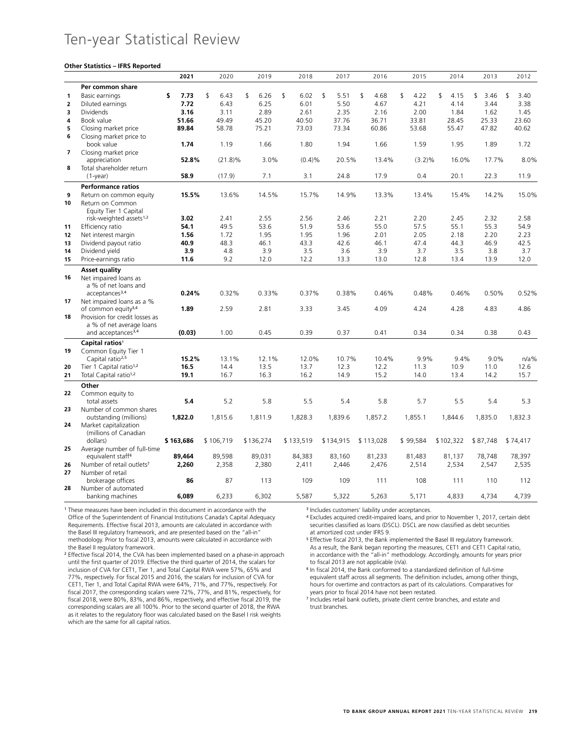# Ten-year Statistical Review

**Other Statistics – IFRS Reported**

| | | 2021 | 2020 | 2019 | 2018 | 2017 | 2016 | 2015 | 2014 | 2013 | 2012 |
|---|---|---|---|---|---|---|---|---|---|---|---|
| | **Per common share** | | | | | | | | | | |
| 1 | Basic earnings | **$ 7.73** | $ 6.43 | $ 6.26 | $ 6.02 | $ 5.51 | $ 4.68 | $ 4.22 | $ 4.15 | $ 3.46 | $ 3.40 |
| 2 | Diluted earnings | **7.72** | 6.43 | 6.25 | 6.01 | 5.50 | 4.67 | 4.21 | 4.14 | 3.44 | 3.38 |
| 3 | Dividends | **3.16** | 3.11 | 2.89 | 2.61 | 2.35 | 2.16 | 2.00 | 1.84 | 1.62 | 1.45 |
| 4 | Book value | **51.66** | 49.49 | 45.20 | 40.50 | 37.76 | 36.71 | 33.81 | 28.45 | 25.33 | 23.60 |
| 5 | Closing market price | **89.84** | 58.78 | 75.21 | 73.03 | 73.34 | 60.86 | 53.68 | 55.47 | 47.82 | 40.62 |
| 6 | Closing market price to book value | **1.74** | 1.19 | 1.66 | 1.80 | 1.94 | 1.66 | 1.59 | 1.95 | 1.89 | 1.72 |
| 7 | Closing market price appreciation | **52.8%** | (21.8)% | 3.0% | (0.4)% | 20.5% | 13.4% | (3.2)% | 16.0% | 17.7% | 8.0% |
| 8 | Total shareholder return (1-year) | **58.9** | (17.9) | 7.1 | 3.1 | 24.8 | 17.9 | 0.4 | 20.1 | 22.3 | 11.9 |
| | **Performance ratios** | | | | | | | | | | |
| 9 | Return on common equity | **15.5%** | 13.6% | 14.5% | 15.7% | 14.9% | 13.3% | 13.4% | 15.4% | 14.2% | 15.0% |
| 10 | Return on Common Equity Tier 1 Capital risk-weighted assets[1,2] | **3.02** | 2.41 | 2.55 | 2.56 | 2.46 | 2.21 | 2.20 | 2.45 | 2.32 | 2.58 |
| 11 | Efficiency ratio | **54.1** | 49.5 | 53.6 | 51.9 | 53.6 | 55.0 | 57.5 | 55.1 | 55.3 | 54.9 |
| 12 | Net interest margin | **1.56** | 1.72 | 1.95 | 1.95 | 1.96 | 2.01 | 2.05 | 2.18 | 2.20 | 2.23 |
| 13 | Dividend payout ratio | **40.9** | 48.3 | 46.1 | 43.3 | 42.6 | 46.1 | 47.4 | 44.3 | 46.9 | 42.5 |
| 14 | Dividend yield | **3.9** | 4.8 | 3.9 | 3.5 | 3.6 | 3.9 | 3.7 | 3.5 | 3.8 | 3.7 |
| 15 | Price-earnings ratio | **11.6** | 9.2 | 12.0 | 12.2 | 13.3 | 13.0 | 12.8 | 13.4 | 13.9 | 12.0 |
| | **Asset quality** | | | | | | | | | | |
| 16 | Net impaired loans as a % of net loans and acceptances[3,4] | **0.24%** | 0.32% | 0.33% | 0.37% | 0.38% | 0.46% | 0.48% | 0.46% | 0.50% | 0.52% |
| 17 | Net impaired loans as a % of common equity[3,4] | **1.89** | 2.59 | 2.81 | 3.33 | 3.45 | 4.09 | 4.24 | 4.28 | 4.83 | 4.86 |
| 18 | Provision for credit losses as a % of net average loans and acceptances[3,4] | **(0.03)** | 1.00 | 0.45 | 0.39 | 0.37 | 0.41 | 0.34 | 0.34 | 0.38 | 0.43 |
| | **Capital ratios[1]** | | | | | | | | | | |
| 19 | Common Equity Tier 1 Capital ratio[2,5] | **15.2%** | 13.1% | 12.1% | 12.0% | 10.7% | 10.4% | 9.9% | 9.4% | 9.0% | n/a% |
| 20 | Tier 1 Capital ratio[1,2] | **16.5** | 14.4 | 13.5 | 13.7 | 12.3 | 12.2 | 11.3 | 10.9 | 11.0 | 12.6 |
| 21 | Total Capital ratio[1,2] | **19.1** | 16.7 | 16.3 | 16.2 | 14.9 | 15.2 | 14.0 | 13.4 | 14.2 | 15.7 |
| | **Other** | | | | | | | | | | |
| 22 | Common equity to total assets | **5.4** | 5.2 | 5.8 | 5.5 | 5.4 | 5.8 | 5.7 | 5.5 | 5.4 | 5.3 |
| 23 | Number of common shares outstanding (millions) | **1,822.0** | 1,815.6 | 1,811.9 | 1,828.3 | 1,839.6 | 1,857.2 | 1,855.1 | 1,844.6 | 1,835.0 | 1,832.3 |
| 24 | Market capitalization (millions of Canadian dollars) | **$ 163,686** | $ 106,719 | $136,274 | $ 133,519 | $134,915 | $ 113,028 | $ 99,584 | $102,322 | $ 87,748 | $ 74,417 |
| 25 | Average number of full-time equivalent staff[6] | **89,464** | 89,598 | 89,031 | 84,383 | 83,160 | 81,233 | 81,483 | 81,137 | 78,748 | 78,397 |
| 26 | Number of retail outlets[7] | **2,260** | 2,358 | 2,380 | 2,411 | 2,446 | 2,476 | 2,514 | 2,534 | 2,547 | 2,535 |
| 27 | Number of retail brokerage offices | **86** | 87 | 113 | 109 | 109 | 111 | 108 | 111 | 110 | 112 |
| 28 | Number of automated banking machines | **6,089** | 6,233 | 6,302 | 5,587 | 5,322 | 5,263 | 5,171 | 4,833 | 4,734 | 4,739 |

[1] These measures have been included in this document in accordance with the Office of the Superintendent of Financial Institutions Canada's Capital Adequacy Requirements. Effective fiscal 2013, amounts are calculated in accordance with the Basel III regulatory framework, and are presented based on the "all-in" methodology. Prior to fiscal 2013, amounts were calculated in accordance with the Basel II regulatory framework.

[2] Effective fiscal 2014, the CVA has been implemented based on a phase-in approach until the first quarter of 2019. Effective the third quarter of 2014, the scalars for inclusion of CVA for CET1, Tier 1, and Total Capital RWA were 57%, 65% and 77%, respectively. For fiscal 2015 and 2016, the scalars for inclusion of CVA for CET1, Tier 1, and Total Capital RWA were 64%, 71%, and 77%, respectively. For fiscal 2017, the corresponding scalars were 72%, 77%, and 81%, respectively, for fiscal 2018, were 80%, 83%, and 86%, respectively, and effective fiscal 2019, the corresponding scalars are all 100%. Prior to the second quarter of 2018, the RWA as it relates to the regulatory floor was calculated based on the Basel I risk weights which are the same for all capital ratios.

[3] Includes customers' liability under acceptances.

[4] Excludes acquired credit-impaired loans, and prior to November 1, 2017, certain debt securities classified as loans (DSCL). DSCL are now classified as debt securities at amortized cost under IFRS 9.

[5] Effective fiscal 2013, the Bank implemented the Basel III regulatory framework. As a result, the Bank began reporting the measures, CET1 and CET1 Capital ratio, in accordance with the "all-in" methodology. Accordingly, amounts for years prior to fiscal 2013 are not applicable (n/a).

[6] In fiscal 2014, the Bank conformed to a standardized definition of full-time equivalent staff across all segments. The definition includes, among other things, hours for overtime and contractors as part of its calculations. Comparatives for years prior to fiscal 2014 have not been restated.

[7] Includes retail bank outlets, private client centre branches, and estate and trust branches.